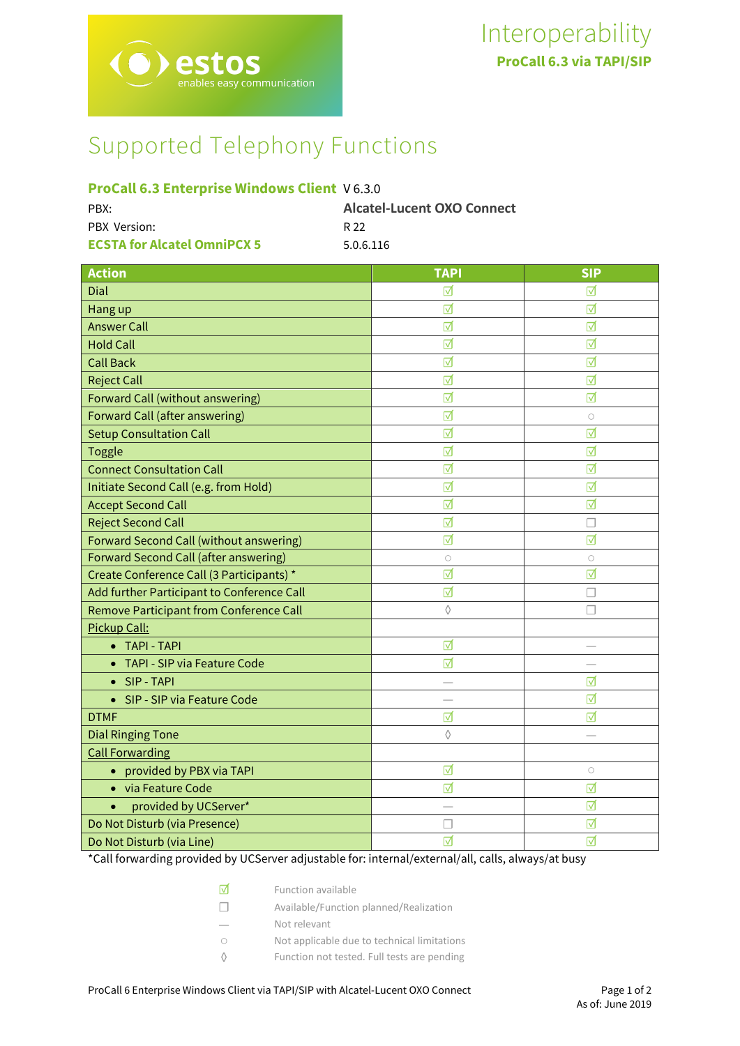# Interoperability

**ProCall 6.3 via TAPI/SIP**

## Supported Telephony Functions

**ProCall 6.3 Enterprise Windows Client** V 6.3.0

PBX: **Alcatel-Lucent OXO Connect**

PBX Version: R 22

**ECSTA for Alcatel OmniPCX 5** 5.0.6.116

| Action | TAPI | SIP |
|---|---|---|
| Dial | ☑ | ☑ |
| Hang up | ☑ | ☑ |
| Answer Call | ☑ | ☑ |
| Hold Call | ☑ | ☑ |
| Call Back | ☑ | ☑ |
| Reject Call | ☑ | ☑ |
| Forward Call (without answering) | ☑ | ☑ |
| Forward Call (after answering) | ☑ | ○ |
| Setup Consultation Call | ☑ | ☑ |
| Toggle | ☑ | ☑ |
| Connect Consultation Call | ☑ | ☑ |
| Initiate Second Call (e.g. from Hold) | ☑ | ☑ |
| Accept Second Call | ☑ | ☑ |
| Reject Second Call | ☑ | ☐ |
| Forward Second Call (without answering) | ☑ | ☑ |
| Forward Second Call (after answering) | ○ | ○ |
| Create Conference Call (3 Participants) * | ☑ | ☑ |
| Add further Participant to Conference Call | ☑ | ☐ |
| Remove Participant from Conference Call | ◊ | ☐ |
| Pickup Call: | | |
| • TAPI - TAPI | ☑ | — |
| • TAPI - SIP via Feature Code | ☑ | — |
| • SIP - TAPI | — | ☑ |
| • SIP - SIP via Feature Code | — | ☑ |
| DTMF | ☑ | ☑ |
| Dial Ringing Tone | ◊ | — |
| Call Forwarding | | |
| • provided by PBX via TAPI | ☑ | ○ |
| • via Feature Code | ☑ | ☑ |
| • provided by UCServer* | — | ☑ |
| Do Not Disturb (via Presence) | ☐ | ☑ |
| Do Not Disturb (via Line) | ☑ | ☑ |

*Call forwarding provided by UCServer adjustable for: internal/external/all, calls, always/at busy

| | |
|---|---|
| ☑ | Function available |
| ☐ | Available/Function planned/Realization |
| — | Not relevant |
| ○ | Not applicable due to technical limitations |
| ◊ | Function not tested. Full tests are pending |

As of: June 2019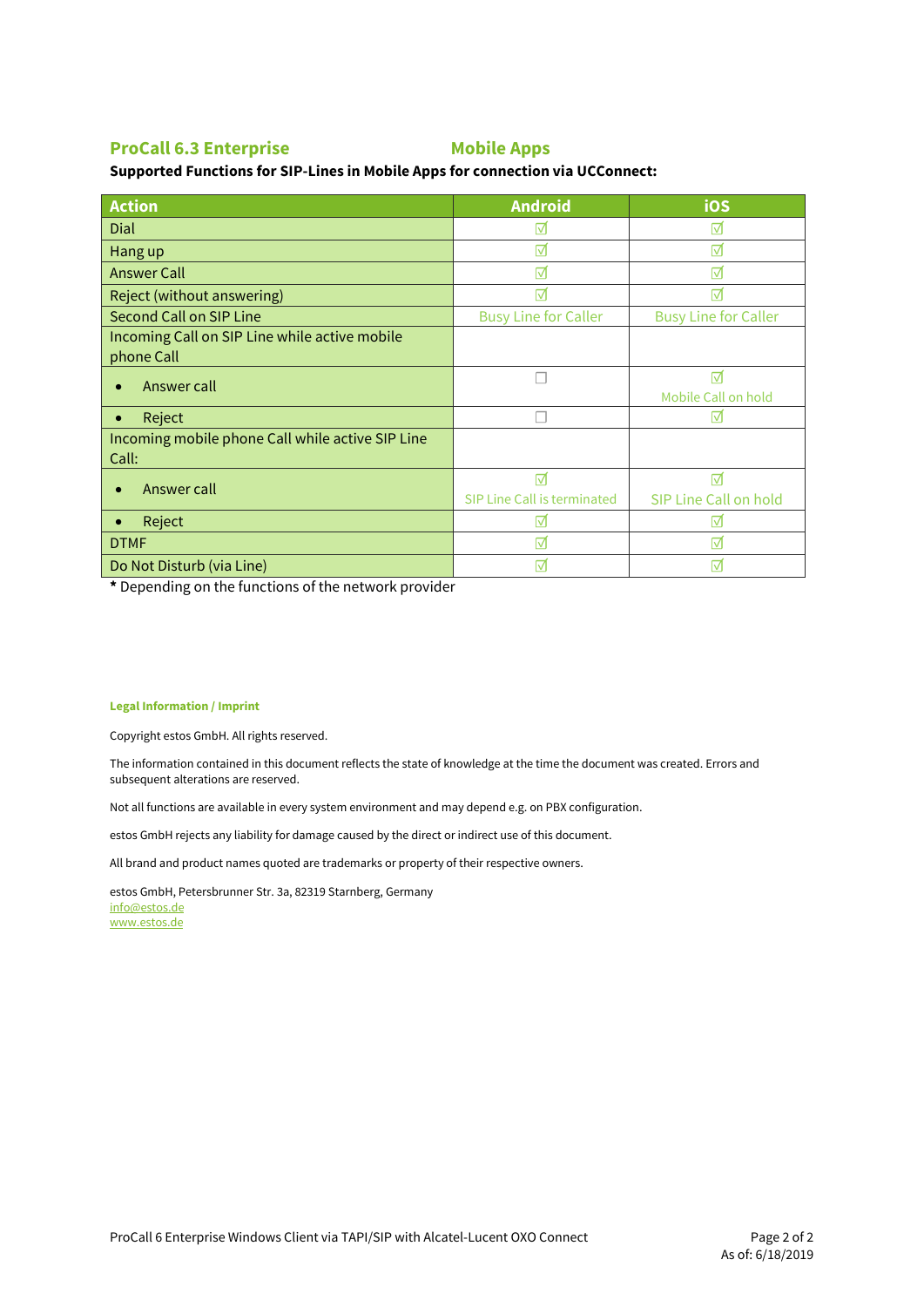## ProCall 6.3 Enterprise Mobile Apps

**Supported Functions for SIP-Lines in Mobile Apps for connection via UCConnect:**

| Action | Android | iOS |
|---|---|---|
| Dial | ☑ | ☑ |
| Hang up | ☑ | ☑ |
| Answer Call | ☑ | ☑ |
| Reject (without answering) | ☑ | ☑ |
| Second Call on SIP Line | Busy Line for Caller | Busy Line for Caller |
| Incoming Call on SIP Line while active mobile phone Call | | |
| • Answer call | ☐ | ☑ Mobile Call on hold |
| • Reject | ☐ | ☑ |
| Incoming mobile phone Call while active SIP Line Call: | | |
| • Answer call | ☑ SIP Line Call is terminated | ☑ SIP Line Call on hold |
| • Reject | ☑ | ☑ |
| DTMF | ☑ | ☑ |
| Do Not Disturb (via Line) | ☑ | ☑ |

**\*** Depending on the functions of the network provider

#### Legal Information / Imprint

Copyright estos GmbH. All rights reserved.

The information contained in this document reflects the state of knowledge at the time the document was created. Errors and subsequent alterations are reserved.

Not all functions are available in every system environment and may depend e.g. on PBX configuration.

estos GmbH rejects any liability for damage caused by the direct or indirect use of this document.

All brand and product names quoted are trademarks or property of their respective owners.

estos GmbH, Petersbrunner Str. 3a, 82319 Starnberg, Germany
info@estos.de
www.estos.de